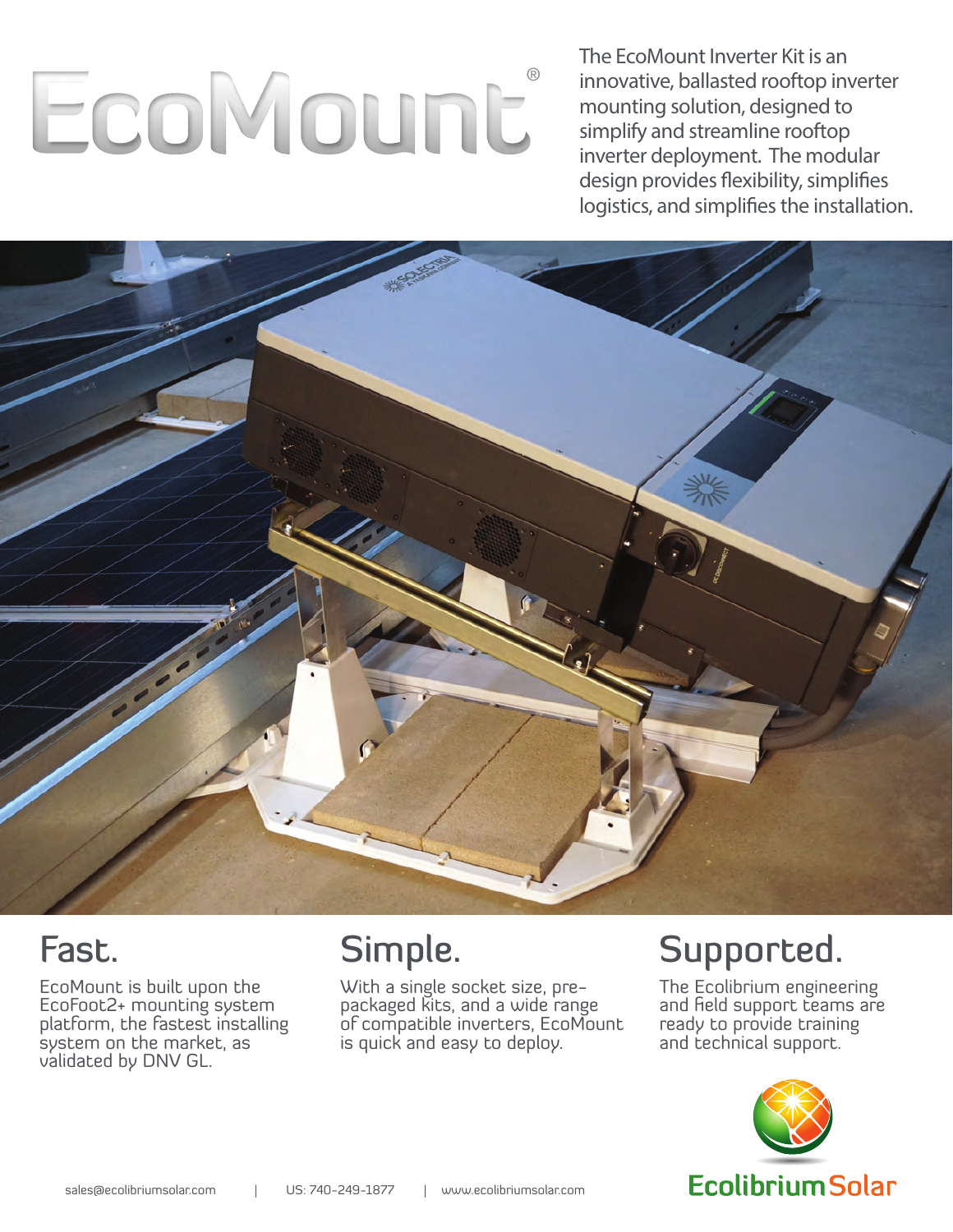# EcoMount®

The EcoMount Inverter Kit is an innovative, ballasted rooftop inverter mounting solution, designed to simplify and streamline rooftop inverter deployment. The modular design provides flexibility, simplifies logistics, and simplifies the installation.

## Fast.

EcoMount is built upon the EcoFoot2+ mounting system platform, the fastest installing system on the market, as validated by DNV GL.

## Simple.

With a single socket size, pre-packaged kits, and a wide range of compatible inverters, EcoMount is quick and easy to deploy.

## Supported.

The Ecolibrium engineering and field support teams are ready to provide training and technical support.

sales@ecolibriumsolar.com | US: 740-249-1877 | www.ecolibriumsolar.com

Ecolibrium Solar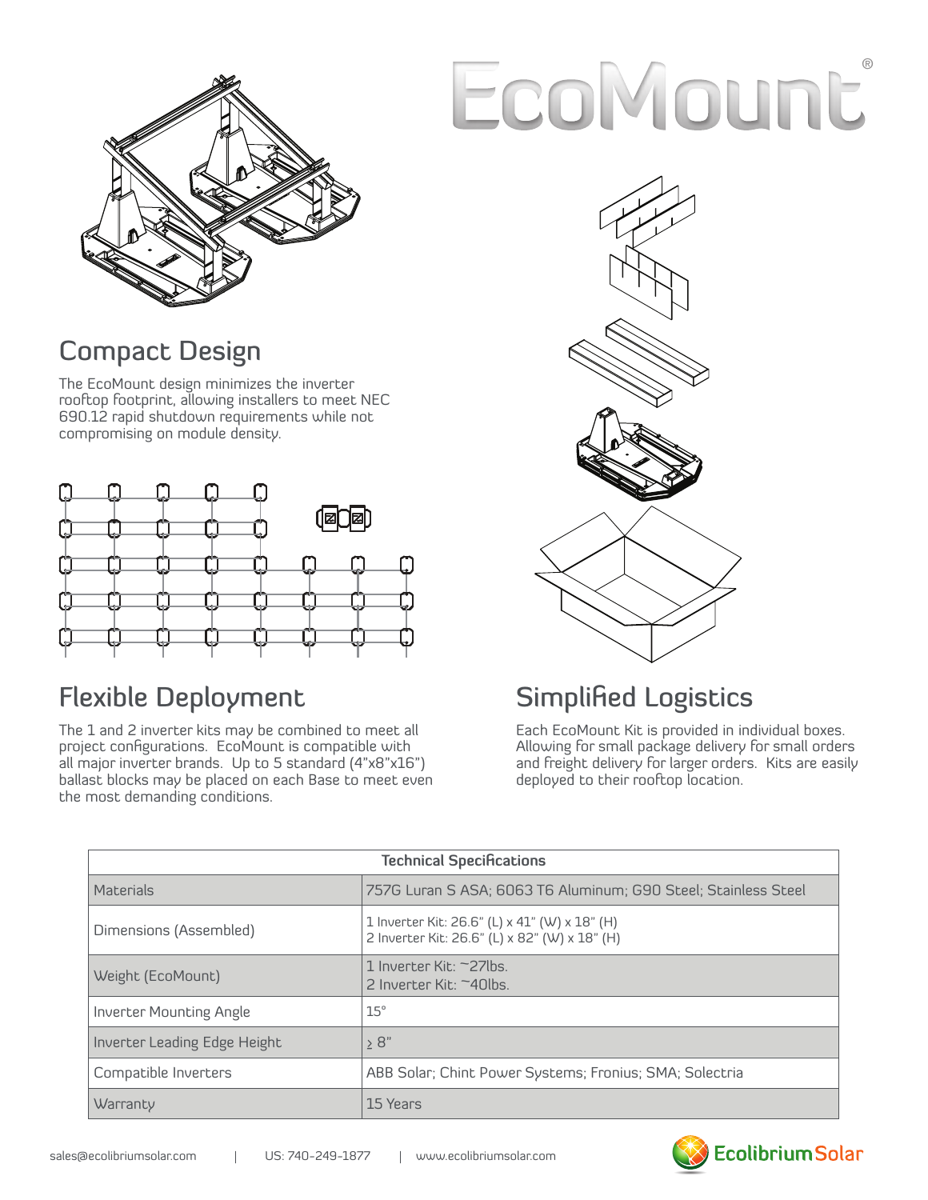# EcoMount®

## Compact Design

The EcoMount design minimizes the inverter rooftop footprint, allowing installers to meet NEC 690.12 rapid shutdown requirements while not compromising on module density.

## Flexible Deployment

The 1 and 2 inverter kits may be combined to meet all project configurations. EcoMount is compatible with all major inverter brands. Up to 5 standard (4"x8"x16") ballast blocks may be placed on each Base to meet even the most demanding conditions.

## Simplified Logistics

Each EcoMount Kit is provided in individual boxes. Allowing for small package delivery for small orders and freight delivery for larger orders. Kits are easily deployed to their rooftop location.

| Technical Specifications | |
|---|---|
| Materials | 757G Luran S ASA; 6063 T6 Aluminum; G90 Steel; Stainless Steel |
| Dimensions (Assembled) | 1 Inverter Kit: 26.6" (L) x 41" (W) x 18" (H)<br>2 Inverter Kit: 26.6" (L) x 82" (W) x 18" (H) |
| Weight (EcoMount) | 1 Inverter Kit: ~27lbs.<br>2 Inverter Kit: ~40lbs. |
| Inverter Mounting Angle | 15° |
| Inverter Leading Edge Height | ≥ 8" |
| Compatible Inverters | ABB Solar; Chint Power Systems; Fronius; SMA; Solectria |
| Warranty | 15 Years |

sales@ecolibriumsolar.com | US: 740-249-1877 | www.ecolibriumsolar.com

EcolibriumSolar